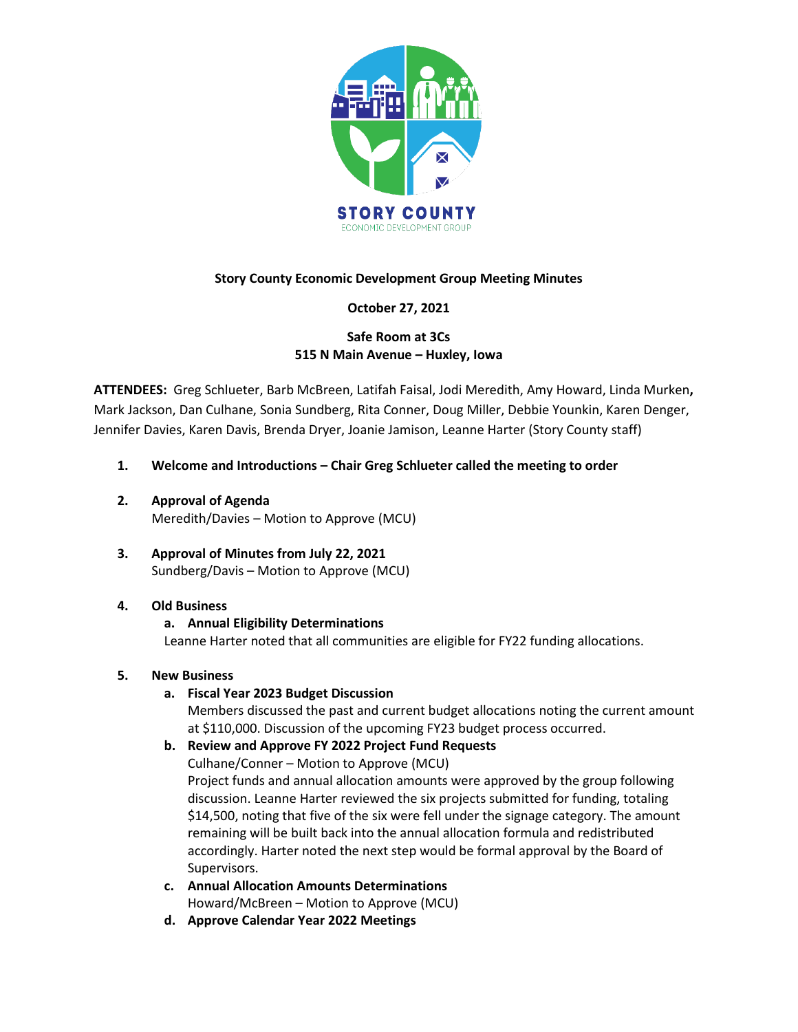STORY COUNTY
ECONOMIC DEVELOPMENT GROUP

**Story County Economic Development Group Meeting Minutes**

**October 27, 2021**

**Safe Room at 3Cs**
**515 N Main Avenue – Huxley, Iowa**

**ATTENDEES:** Greg Schlueter, Barb McBreen, Latifah Faisal, Jodi Meredith, Amy Howard, Linda Murken**,** Mark Jackson, Dan Culhane, Sonia Sundberg, Rita Conner, Doug Miller, Debbie Younkin, Karen Denger, Jennifer Davies, Karen Davis, Brenda Dryer, Joanie Jamison, Leanne Harter (Story County staff)

1. **Welcome and Introductions – Chair Greg Schlueter called the meeting to order**

2. **Approval of Agenda**
   Meredith/Davies – Motion to Approve (MCU)

3. **Approval of Minutes from July 22, 2021**
   Sundberg/Davis – Motion to Approve (MCU)

4. **Old Business**
   a. **Annual Eligibility Determinations**
   Leanne Harter noted that all communities are eligible for FY22 funding allocations.

5. **New Business**
   a. **Fiscal Year 2023 Budget Discussion**
   Members discussed the past and current budget allocations noting the current amount at $110,000. Discussion of the upcoming FY23 budget process occurred.
   b. **Review and Approve FY 2022 Project Fund Requests**
   Culhane/Conner – Motion to Approve (MCU)
   Project funds and annual allocation amounts were approved by the group following discussion. Leanne Harter reviewed the six projects submitted for funding, totaling $14,500, noting that five of the six were fell under the signage category. The amount remaining will be built back into the annual allocation formula and redistributed accordingly. Harter noted the next step would be formal approval by the Board of Supervisors.
   c. **Annual Allocation Amounts Determinations**
   Howard/McBreen – Motion to Approve (MCU)
   d. **Approve Calendar Year 2022 Meetings**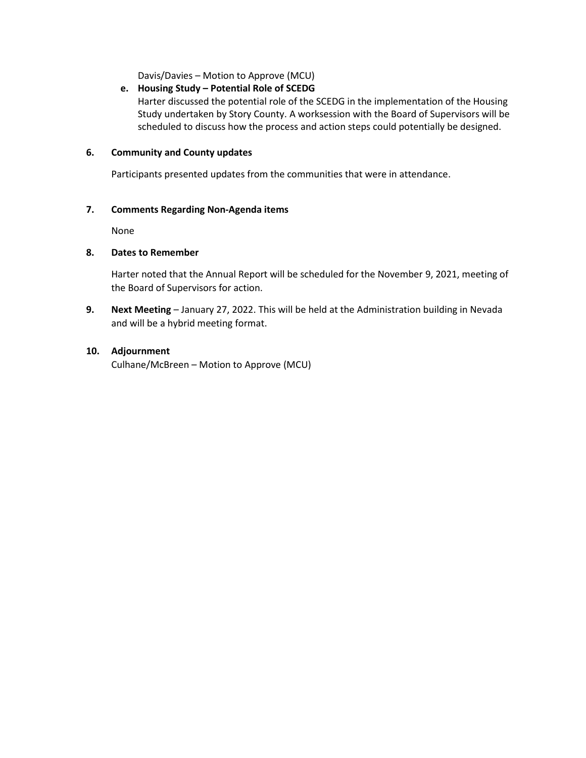Davis/Davies – Motion to Approve (MCU)

**e. Housing Study – Potential Role of SCEDG**

Harter discussed the potential role of the SCEDG in the implementation of the Housing Study undertaken by Story County. A worksession with the Board of Supervisors will be scheduled to discuss how the process and action steps could potentially be designed.

**6. Community and County updates**

Participants presented updates from the communities that were in attendance.

**7. Comments Regarding Non-Agenda items**

None

**8. Dates to Remember**

Harter noted that the Annual Report will be scheduled for the November 9, 2021, meeting of the Board of Supervisors for action.

**9. Next Meeting** – January 27, 2022. This will be held at the Administration building in Nevada and will be a hybrid meeting format.

**10. Adjournment**

Culhane/McBreen – Motion to Approve (MCU)